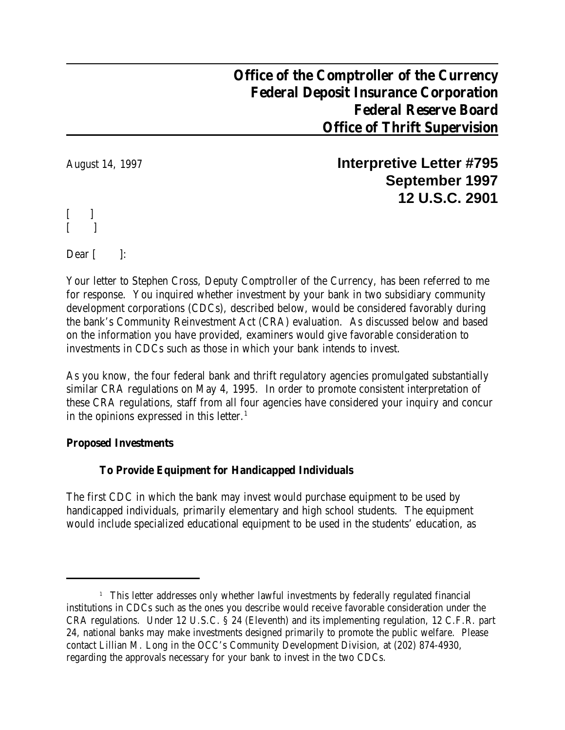**Office of the Comptroller of the Currency**
**Federal Deposit Insurance Corporation**
**Federal Reserve Board**
**Office of Thrift Supervision**

August 14, 1997

**Interpretive Letter #795**
**September 1997**
**12 U.S.C. 2901**

[ ]
[ ]

Dear [ ]:

Your letter to Stephen Cross, Deputy Comptroller of the Currency, has been referred to me for response. You inquired whether investment by your bank in two subsidiary community development corporations (CDCs), described below, would be considered favorably during the bank's Community Reinvestment Act (CRA) evaluation. As discussed below and based on the information you have provided, examiners would give favorable consideration to investments in CDCs such as those in which your bank intends to invest.

As you know, the four federal bank and thrift regulatory agencies promulgated substantially similar CRA regulations on May 4, 1995. In order to promote consistent interpretation of these CRA regulations, staff from all four agencies have considered your inquiry and concur in the opinions expressed in this letter.[1]

**Proposed Investments**

**To Provide Equipment for Handicapped Individuals**

The first CDC in which the bank may invest would purchase equipment to be used by handicapped individuals, primarily elementary and high school students. The equipment would include specialized educational equipment to be used in the students' education, as

---

[1] This letter addresses only whether lawful investments by federally regulated financial institutions in CDCs such as the ones you describe would receive favorable consideration under the CRA regulations. Under 12 U.S.C. § 24 (Eleventh) and its implementing regulation, 12 C.F.R. part 24, national banks may make investments designed primarily to promote the public welfare. Please contact Lillian M. Long in the OCC's Community Development Division, at (202) 874-4930, regarding the approvals necessary for your bank to invest in the two CDCs.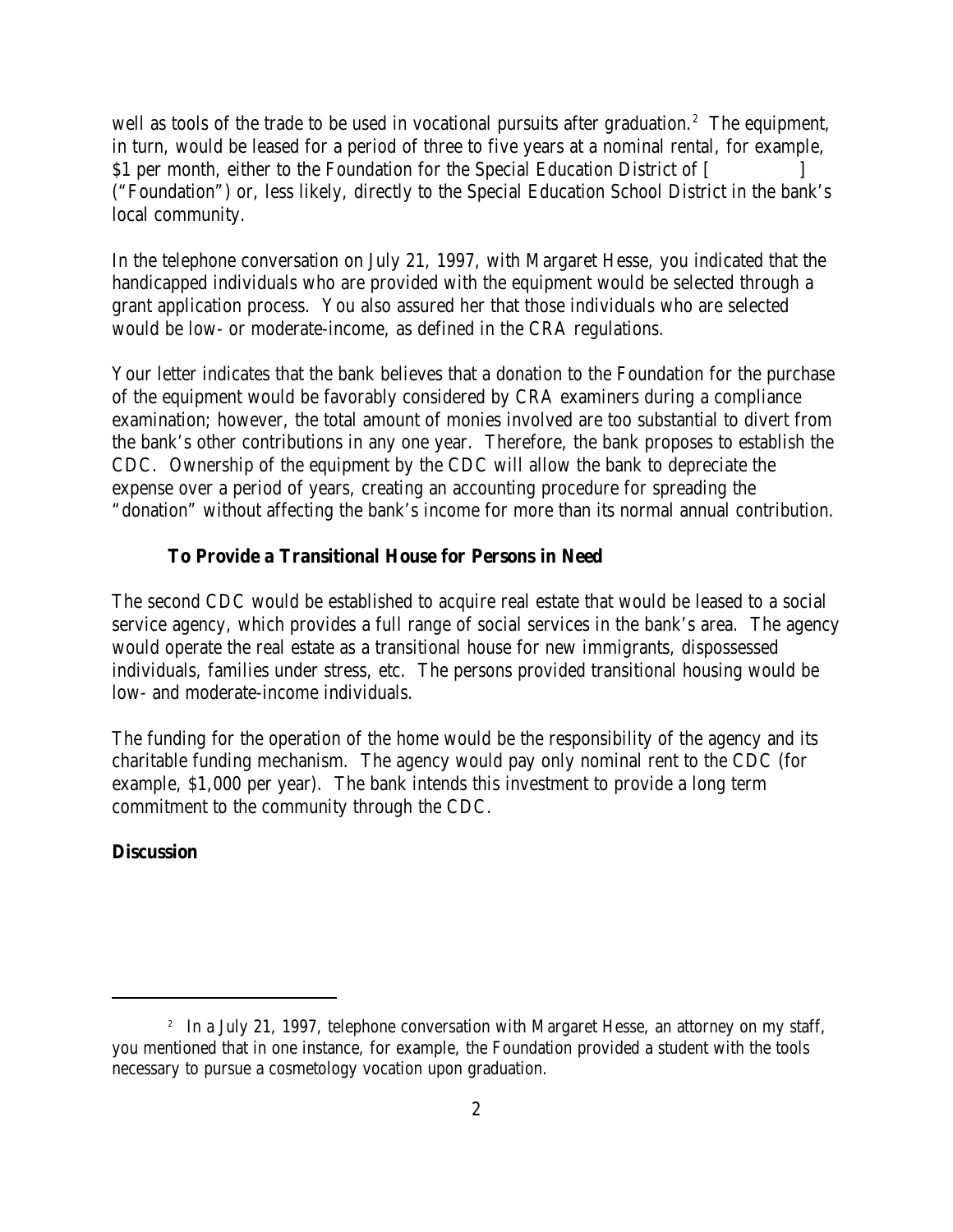well as tools of the trade to be used in vocational pursuits after graduation.[2] The equipment, in turn, would be leased for a period of three to five years at a nominal rental, for example, $1 per month, either to the Foundation for the Special Education District of [ ] ("Foundation") or, less likely, directly to the Special Education School District in the bank's local community.

In the telephone conversation on July 21, 1997, with Margaret Hesse, you indicated that the handicapped individuals who are provided with the equipment would be selected through a grant application process. You also assured her that those individuals who are selected would be low- or moderate-income, as defined in the CRA regulations.

Your letter indicates that the bank believes that a donation to the Foundation for the purchase of the equipment would be favorably considered by CRA examiners during a compliance examination; however, the total amount of monies involved are too substantial to divert from the bank's other contributions in any one year. Therefore, the bank proposes to establish the CDC. Ownership of the equipment by the CDC will allow the bank to depreciate the expense over a period of years, creating an accounting procedure for spreading the "donation" without affecting the bank's income for more than its normal annual contribution.

### To Provide a Transitional House for Persons in Need

The second CDC would be established to acquire real estate that would be leased to a social service agency, which provides a full range of social services in the bank's area. The agency would operate the real estate as a transitional house for new immigrants, dispossessed individuals, families under stress, etc. The persons provided transitional housing would be low- and moderate-income individuals.

The funding for the operation of the home would be the responsibility of the agency and its charitable funding mechanism. The agency would pay only nominal rent to the CDC (for example, $1,000 per year). The bank intends this investment to provide a long term commitment to the community through the CDC.

## Discussion

---

[2] In a July 21, 1997, telephone conversation with Margaret Hesse, an attorney on my staff, you mentioned that in one instance, for example, the Foundation provided a student with the tools necessary to pursue a cosmetology vocation upon graduation.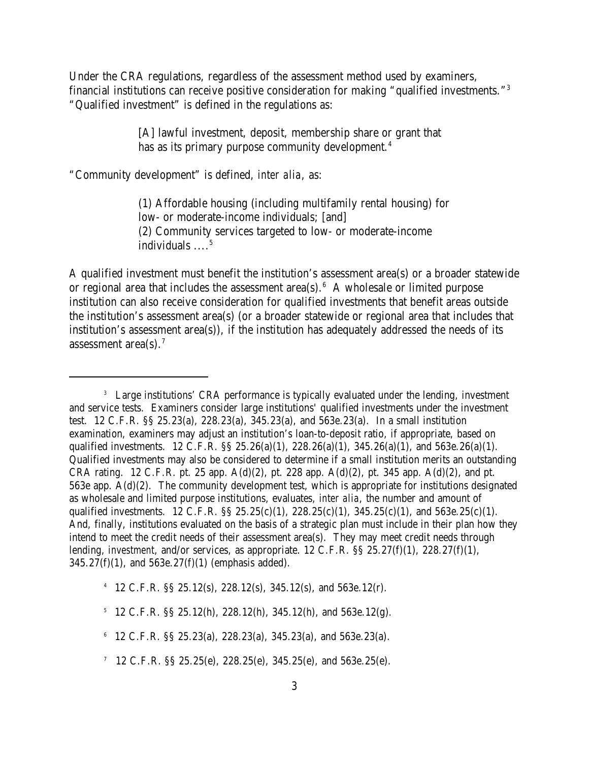Under the CRA regulations, regardless of the assessment method used by examiners, financial institutions can receive positive consideration for making "qualified investments."[3] "Qualified investment" is defined in the regulations as:

> [A] lawful investment, deposit, membership share or grant that has as its primary purpose community development.[4]

"Community development" is defined, *inter alia*, as:

> (1) Affordable housing (including multifamily rental housing) for low- or moderate-income individuals; [and]
> (2) Community services targeted to low- or moderate-income individuals ....[5]

A qualified investment must benefit the institution's assessment area(s) or a broader statewide or regional area that includes the assessment area(s).[6] A wholesale or limited purpose institution can also receive consideration for qualified investments that benefit areas outside the institution's assessment area(s) (or a broader statewide or regional area that includes that institution's assessment area(s)), if the institution has adequately addressed the needs of its assessment area(s).[7]

---

[3] Large institutions' CRA performance is typically evaluated under the lending, investment and service tests. Examiners consider large institutions' qualified investments under the investment test. 12 C.F.R. §§ 25.23(a), 228.23(a), 345.23(a), and 563e.23(a). In a small institution examination, examiners may adjust an institution's loan-to-deposit ratio, if appropriate, based on qualified investments. 12 C.F.R. §§ 25.26(a)(1), 228.26(a)(1), 345.26(a)(1), and 563e.26(a)(1). Qualified investments may also be considered to determine if a small institution merits an outstanding CRA rating. 12 C.F.R. pt. 25 app. A(d)(2), pt. 228 app. A(d)(2), pt. 345 app. A(d)(2), and pt. 563e app. A(d)(2). The community development test, which is appropriate for institutions designated as wholesale and limited purpose institutions, evaluates, *inter alia*, the number and amount of qualified investments. 12 C.F.R. §§ 25.25(c)(1), 228.25(c)(1), 345.25(c)(1), and 563e.25(c)(1). And, finally, institutions evaluated on the basis of a strategic plan must include in their plan how they intend to meet the credit needs of their assessment area(s). They may meet credit needs through lending, *investment*, and/or services, as appropriate. 12 C.F.R. §§ 25.27(f)(1), 228.27(f)(1), 345.27(f)(1), and 563e.27(f)(1) (emphasis added).

[4] 12 C.F.R. §§ 25.12(s), 228.12(s), 345.12(s), and 563e.12(r).

[5] 12 C.F.R. §§ 25.12(h), 228.12(h), 345.12(h), and 563e.12(g).

[6] 12 C.F.R. §§ 25.23(a), 228.23(a), 345.23(a), and 563e.23(a).

[7] 12 C.F.R. §§ 25.25(e), 228.25(e), 345.25(e), and 563e.25(e).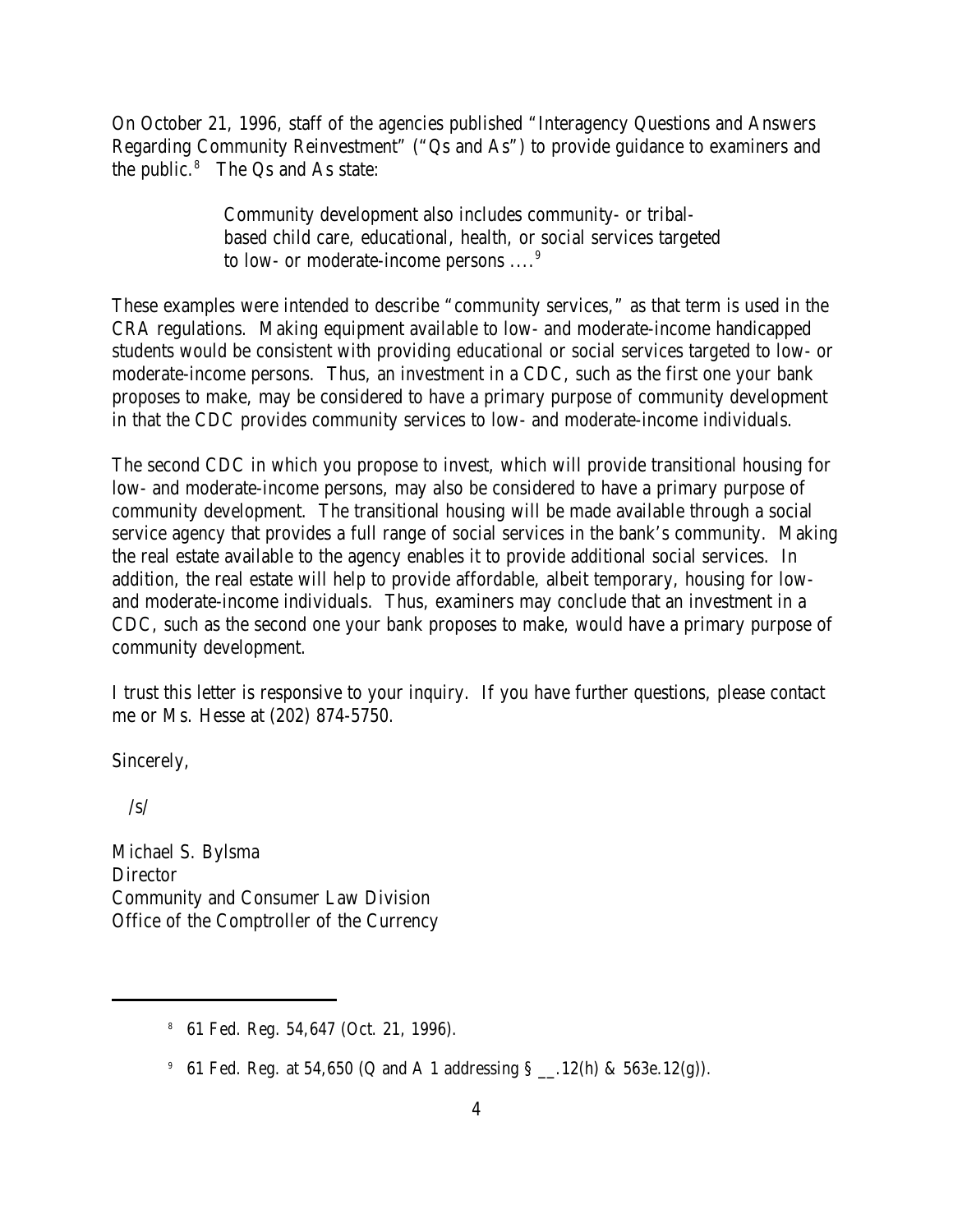On October 21, 1996, staff of the agencies published "Interagency Questions and Answers Regarding Community Reinvestment" ("Qs and As") to provide guidance to examiners and the public.[8] The Qs and As state:

> Community development also includes community- or tribal-based child care, educational, health, or social services targeted to low- or moderate-income persons ....[9]

These examples were intended to describe "community services," as that term is used in the CRA regulations. Making equipment available to low- and moderate-income handicapped students would be consistent with providing educational or social services targeted to low- or moderate-income persons. Thus, an investment in a CDC, such as the first one your bank proposes to make, may be considered to have a primary purpose of community development in that the CDC provides community services to low- and moderate-income individuals.

The second CDC in which you propose to invest, which will provide transitional housing for low- and moderate-income persons, may also be considered to have a primary purpose of community development. The transitional housing will be made available through a social service agency that provides a full range of social services in the bank's community. Making the real estate available to the agency enables it to provide additional social services. In addition, the real estate will help to provide affordable, albeit temporary, housing for low- and moderate-income individuals. Thus, examiners may conclude that an investment in a CDC, such as the second one your bank proposes to make, would have a primary purpose of community development.

I trust this letter is responsive to your inquiry. If you have further questions, please contact me or Ms. Hesse at (202) 874-5750.

Sincerely,

/s/

Michael S. Bylsma
Director
Community and Consumer Law Division
Office of the Comptroller of the Currency

---

[8] 61 Fed. Reg. 54,647 (Oct. 21, 1996).

[9] 61 Fed. Reg. at 54,650 (Q and A 1 addressing § __.12(h) & 563e.12(g)).